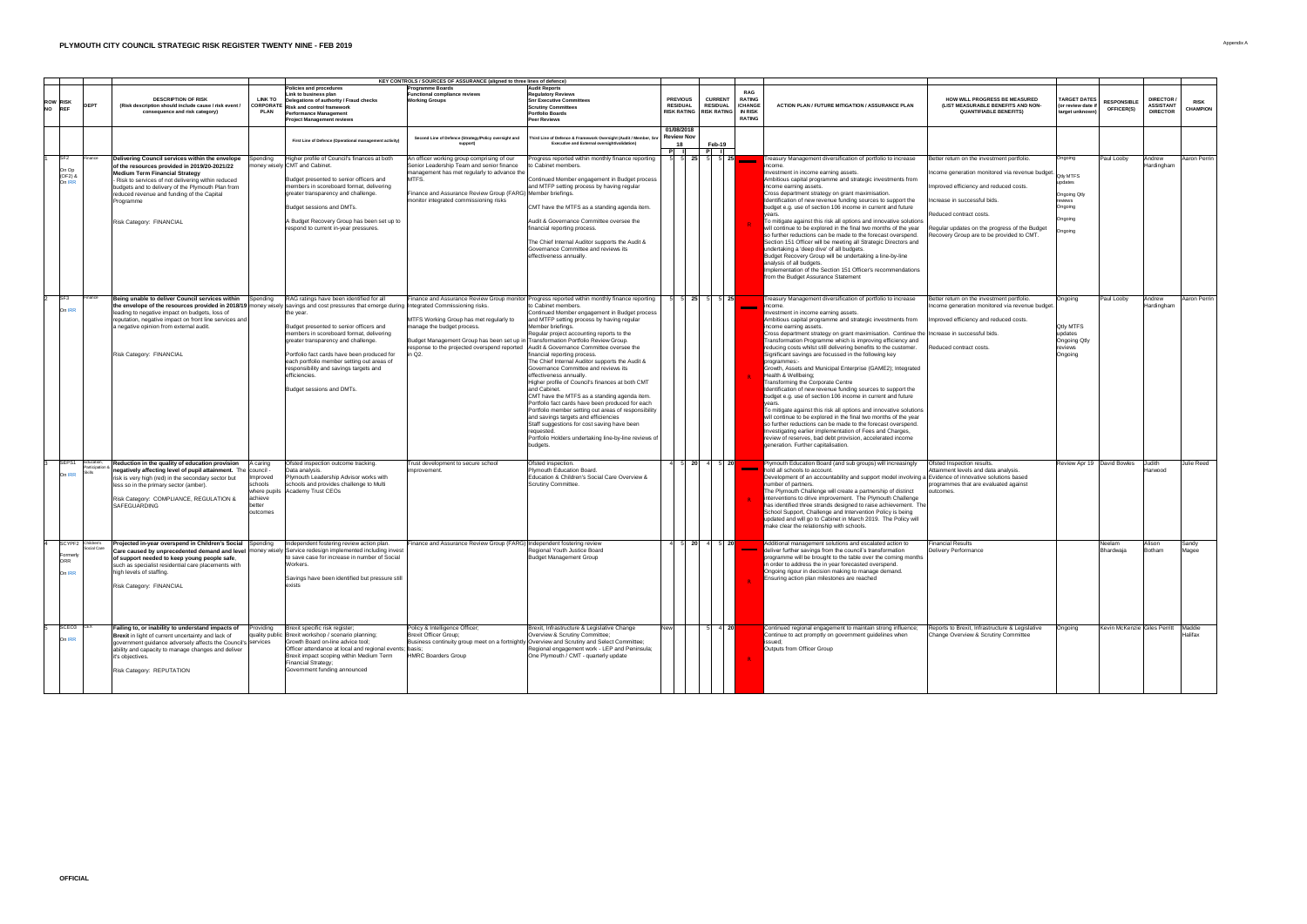# PLYMOUTH CITY COUNCIL STRATEGIC RISK REGISTER TWENTY NINE - FEB 2019

Appendix A

| ROW NO | RISK REF | DEPT | DESCRIPTION OF RISK (Risk description should include cause / risk event / consequence and risk category) | LINK TO CORPORATE PLAN | KEY CONTROLS / SOURCES OF ASSURANCE (aligned to three lines of defence): Policies and procedures, Link to business plan, Delegations of authority / Fraud checks, Risk and control framework, Performance Management, Project Management reviews — First Line of Defence (Operational management activity) | Programme Boards, Functional compliance reviews, Working Groups — Second Line of Defence (Strategy/Policy oversight and support) | Audit Reports, Regulatory Reviews, Snr Executive Committees, Scrutiny Committees, Portfolio Boards, Peer Reviews — Third Line of Defence & Framework Oversight (Audit / Member, Snr Executive and External oversight/validation) | PREVIOUS RESIDUAL RISK RATING 01/08/2018 Review Nov 18 (P / I / Total) | CURRENT RESIDUAL RISK RATING Feb-19 (P / I / Total) | RAG RATING CHANGE IN RISK RATING | ACTION PLAN / FUTURE MITIGATION / ASSURANCE PLAN | HOW WILL PROGRESS BE MEASURED (LIST MEASURABLE BENEFITS AND NON-QUANTIFIABLE BENEFITS) | TARGET DATES (or review date if target unknown) | RESPONSIBLE OFFICER(S) | DIRECTOR / ASSISTANT DIRECTOR | RISK CHAMPION |
|---|---|---|---|---|---|---|---|---|---|---|---|---|---|---|---|---|
| 1 | SF2 On Op (OF2) & On IRR | Finance | **Delivering Council services within the envelope of the resources provided in 2019/20-2021/22 Medium Term Financial Strategy** - Risk to services of not delivering within reduced budgets and to delivery of the Plymouth Plan from reduced revenue and funding of the Capital Programme. Risk Category: FINANCIAL | Spending money wisely | Higher profile of Council's finances at both CMT and Cabinet. Budget presented to senior officers and members in scoreboard format, delivering greater transparency and challenge. Budget sessions and DMTs. A Budget Recovery Group has been set up to respond to current in-year pressures. | An officer working group comprising of our Senior Leadership Team and senior finance management has met regularly to advance the MTFS. Finance and Assurance Review Group (FARG) monitor integrated commissioning risks | Progress reported within monthly finance reporting to Cabinet members. Continued Member engagement in Budget process and MTFP setting process by having regular Member briefings. CMT have the MTFS as a standing agenda item. Audit & Governance Committee oversee the financial reporting process. The Chief Internal Auditor supports the Audit & Governance Committee and reviews its effectiveness annually. | 5 / 5 / 25 | 5 / 5 / 25 | R | Treasury Management diversification of portfolio to increase income. Investment in income earning assets. Ambitious capital programme and strategic investments from income earning assets. Cross department strategy on grant maximisation. Identification of new revenue funding sources to support the budget e.g. use of section 106 income in current and future years. To mitigate against this risk all options and innovative solutions will continue to be explored in the final two months of the year so further reductions can be made to the forecast overspend. Section 151 Officer will be meeting all Strategic Directors and undertaking a 'deep dive' of all budgets. Budget Recovery Group will be undertaking a line-by-line analysis of all budgets. Implementation of the Section 151 Officer's recommendations from the Budget Assurance Statement | Better return on the investment portfolio. Income generation monitored via revenue budget. Improved efficiency and reduced costs. Increase in successful bids. Reduced contract costs. Regular updates on the progress of the Budget Recovery Group are to be provided to CMT. | Ongoing; Qtly MTFS updates; Ongoing Qtly reviews; Ongoing; Ongoing; Ongoing | Paul Looby | Andrew Hardingham | Aaron Perrin |
| 2 | SF3 On IRR | Finance | **Being unable to deliver Council services within the envelope of the resources provided in 2018/19** leading to negative impact on budgets, loss of reputation, negative impact on front line services and a negative opinion from external audit. Risk Category: FINANCIAL | Spending money wisely | RAG ratings have been identified for all savings and cost pressures that emerge during the year. Budget presented to senior officers and members in scoreboard format, delivering greater transparency and challenge. Portfolio fact cards have been produced for each portfolio member setting out areas of responsibility and savings targets and efficiencies. Budget sessions and DMTs. | Finance and Assurance Review Group monitor Integrated Commissioning risks. MTFS Working Group has met regularly to manage the budget process. Budget Management Group has been set up in response to the projected overspend reported in Q2. | Progress reported within monthly finance reporting to Cabinet members. Continued Member engagement in Budget process and MTFP setting process by having regular Member briefings. Regular project accounting reports to the Transformation Portfolio Review Group. Audit & Governance Committee oversee the financial reporting process. The Chief Internal Auditor supports the Audit & Governance Committee and reviews its effectiveness annually. Higher profile of Council's finances at both CMT and Cabinet. CMT have the MTFS as a standing agenda item. Portfolio fact cards have been produced for each Portfolio member setting out areas of responsibility and savings targets and efficiencies. Staff suggestions for cost saving have been requested. Portfolio Holders undertaking line-by-line reviews of budgets. | 5 / 5 / 25 | 5 / 5 / 25 | A | Treasury Management diversification of portfolio to increase income. Investment in income earning assets. Ambitious capital programme and strategic investments from income earning assets. Cross department strategy on grant maximisation. Continue the Transformation Programme which is improving efficiency and reducing costs whilst still delivering benefits to the customer. Significant savings are focussed in the following key programmes:- Growth, Assets and Municipal Enterprise (GAME2); Integrated Health & Wellbeing; Transforming the Corporate Centre. Identification of new revenue funding sources to support the budget e.g. use of section 106 income in current and future years. To mitigate against this risk all options and innovative solutions will continue to be explored in the final two months of the year so further reductions can be made to the forecast overspend. Investigating earlier implementation of Fees and Charges, review of reserves, bad debt provision, accelerated income generation. Further capitalisation. | Better return on the investment portfolio. Income generation monitored via revenue budget. Improved efficiency and reduced costs. Increase in successful bids. Reduced contract costs. | Ongoing; Qtly MTFS updates; Ongoing Qtly reviews; Ongoing | Paul Looby | Andrew Hardingham | Aaron Perrin |
| 3 | SEPS1 On IRR | Education, Participation & Skills | **Reduction in the quality of education provision negatively affecting level of pupil attainment.** The risk is very high (red) in the secondary sector but less so in the primary sector (amber). Risk Category: COMPLIANCE, REGULATION & SAFEGUARDING | A caring council - Improved schools where pupils achieve better outcomes | Ofsted inspection outcome tracking. Data analysis. Plymouth Leadership Advisor works with schools and provides challenge to Multi Academy Trust CEOs | Trust development to secure school improvement. | Ofsted inspection. Plymouth Education Board. Education & Children's Social Care Overview & Scrutiny Committee. | 4 / 5 / 20 | 4 / 5 / 20 | A | Plymouth Education Board (and sub groups) will increasingly hold all schools to account. Development of an accountability and support model involving a number of partners. The Plymouth Challenge will create a partnership of distinct interventions to drive improvement. The Plymouth Challenge has identified three strands designed to raise achievement. The School Support, Challenge and Intervention Policy is being updated and will go to Cabinet in March 2019. The Policy will make clear the relationship with schools. | Ofsted Inspection results. Attainment levels and data analysis. Evidence of innovative solutions based programmes that are evaluated against outcomes. | Review Apr 19 | David Bowles | Judith Harwood | Julie Reed |
| 4 | SCYPF2 Formerly ORR On IRR | Children's Social Care | **Projected in-year overspend in Children's Social Care caused by unprecedented demand and level of support needed to keep young people safe**, such as specialist residential care placements with high levels of staffing. Risk Category: FINANCIAL | Spending money wisely | Independent fostering review action plan. Service redesign implemented including invest to save case for increase in number of Social Workers. Savings have been identified but pressure still exists | Finance and Assurance Review Group (FARG) | Independent fostering review. Regional Youth Justice Board. Budget Management Group | 4 / 5 / 20 | 4 / 5 / 20 | A | Additional management solutions and escalated action to deliver further savings from the council's transformation programme will be brought to the table over the coming months in order to address the in year forecasted overspend. Ongoing rigour in decision making to manage demand. Ensuring action plan milestones are reached | Financial Results. Delivery Performance | | Neelam Bhardwaja | Alison Botham | Sandy Magee |
| 5 | SCEO3 On IRR | CEX | **Failing to, or inability to understand impacts of Brexit** in light of current uncertainty and lack of government guidance adversely affects the Council's ability and capacity to manage changes and deliver it's objectives. Risk Category: REPUTATION | Providing quality public services | Brexit specific risk register; Brexit workshop / scenario planning; Growth Board on-line advice tool; Officer attendance at local and regional events; Brexit impact scoping within Medium Term Financial Strategy; Government funding announced | Policy & Intelligence Officer; Brexit Officer Group; Business continuity group meet on a fortnightly basis; HMRC Boarders Group | Brexit, Infrastructure & Legislative Change Overview & Scrutiny Committee; Overview and Scrutiny and Select Committee; Regional engagement work - LEP and Peninsula; One Plymouth / CMT - quarterly update | New | 5 / 4 / 20 | A | Continued regional engagement to maintain strong influence; Continue to act promptly on government guidelines when issued; Outputs from Officer Group | Reports to Brexit, Infrastructure & Legislative Change Overview & Scrutiny Committee | Ongoing | Kevin McKenzie | Giles Perritt | Maddie Halifax |

OFFICIAL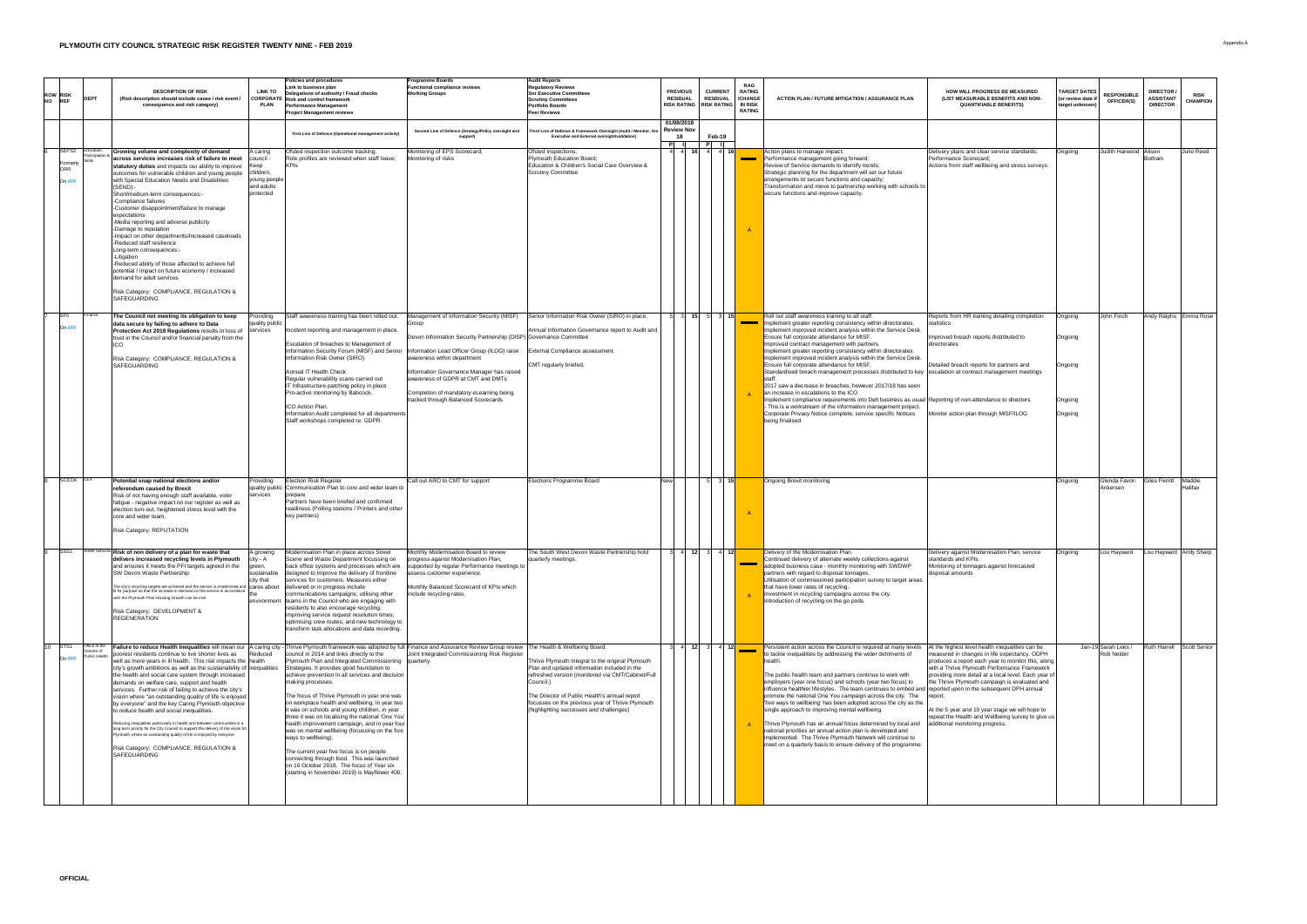# PLYMOUTH CITY COUNCIL STRATEGIC RISK REGISTER TWENTY NINE - FEB 2019

| ROW NO | RISK REF | DEPT | DESCRIPTION OF RISK (Risk description should include cause / risk event / consequence and risk category) | LINK TO CORPORATE PLAN | Policies and procedures Link to business plan Delegations of authority / Fraud checks Risk and control framework Performance Management Project Management reviews | Programme Boards Functional compliance reviews Working Groups | Audit Reports Regulatory Reviews Snr Executive Committees Scrutiny Committees Portfolio Boards Peer Reviews | PREVIOUS RESIDUAL RISK RATING | | | CURRENT RESIDUAL RISK RATING | | | RAG RATING /CHANGE IN RISK RATING | ACTION PLAN / FUTURE MITIGATION / ASSURANCE PLAN | HOW WILL PROGRESS BE MEASURED (LIST MEASURABLE BENEFITS AND NON-QUANTIFIABLE BENEFITS) | TARGET DATES (or review date if target unknown) | RESPONSIBLE OFFICER(S) | DIRECTOR / ASSISTANT DIRECTOR | RISK CHAMPION |
|---|---|---|---|---|---|---|---|---|---|---|---|---|---|---|---|---|---|---|---|---|
| | | | | | First Line of Defence (Operational management activity) | Second Line of Defence (Strategy/Policy oversight and support) | Third Line of Defence & Framework Oversight (Audit / Member, Snr Executive and External oversight/validation) | 01/08/2018 Review Nov 18 | | | Feb-19 | | | | | | | | | |
| | | | | | | | | P | I | | P | I | | | | | | | | |
| 6 | SEPS2 Formerly ORR On IRR | Education, Participation & Skills | **Growing volume and complexity of demand across services increases risk of failure to meet statutory duties** and impacts our ability to improve outcomes for vulnerable children and young people with Special Education Needs and Disabilities (SEND):- Short/medium-term consequences:- -Compliance failures -Customer disappointment/failure to manage expectations -Media reporting and adverse publicity -Damage to reputation -Impact on other departments/increased caseloads -Reduced staff resilience Long-term consequences:- -Litigation -Reduced ability of those affected to achieve full potential / impact on future economy / increased demand for adult services Risk Category: COMPLIANCE, REGULATION & SAFEGUARDING | A caring council - Keep children, young people and adults protected | Ofsted inspection outcome tracking; Role profiles are reviewed when staff leave; KPIs | Monitoring of EPS Scorecard; Monitoring of risks | Ofsted inspections; Plymouth Education Board; Education & Children's Social Care Overview & Scrutiny Committee | 4 | 4 | 16 | 4 | 4 | 16 | A | Action plans to manage impact; Performance management going forward; Review of Service demands to identify trends; Strategic planning for the department will set our future arrangements to secure functions and capacity; Transformation and move to partnership working with schools to secure functions and improve capacity. | Delivery plans and clear service standards; Performance Scorecard; Actions from staff wellbeing and stress surveys. | Ongoing | Judith Harwood | Alison Botham | Julie Reed |
| 7 | SF5 On IRR | Finance | **The Council not meeting its obligation to keep data secure by failing to adhere to Data Protection Act 2018 Regulations** results in loss of trust in the Council and/or financial penalty from the ICO Risk Category: COMPLIANCE, REGULATION & SAFEGUARDING | Providing quality public services | Staff awareness training has been rolled out. Incident reporting and management in place. Escalation of breaches to Management of Information Security Forum (MISF) and Senior Information Risk Owner (SIRO). Annual IT Health Check Regular vulnerability scans carried out IT Infrastructure patching policy in place Pro-active monitoring by Babcock. ICO Action Plan. Information Audit completed for all departments Staff workshops completed re: GDPR | Management of Information Security (MISF) Group Devon Information Security Partnership (DISP) Information Lead Officer Group (ILOG) raise awareness within department Information Governance Manager has raised awareness of GDPR at CMT and DMTs Completion of mandatory eLearning being tracked through Balanced Scorecards | Senior Information Risk Owner (SIRO) in place. Annual Information Governance report to Audit and Governance Committee External Compliance assessment. CMT regularly briefed. | 5 | 3 | 15 | 5 | 3 | 15 | A | Roll out staff awareness training to all staff. Implement greater reporting consistency within directorates. Implement improved incident analysis within the Service Desk. Ensure full corporate attendance for MISF. Improved contract management with partners. Implement greater reporting consistency within directorates. Implement improved incident analysis within the Service Desk. Ensure full corporate attendance for MISF. Standardised breach management processes distributed to key staff. 2017 saw a decrease in breaches, however 2017/18 has seen an increase in escalations to the ICO. Implement compliance requirements into Dett business as usual - This is a workstream of the information management project. Corporate Privacy Notice complete, service specific Notices being finalised. | Reports from HR training detailing completion statistics Improved breach reports distributed to directorates Detailed breach reports for partners and escalation at contract management meetings Reporting of non-attendance to directors Monitor action plan through MISF/ILOG | Ongoing Ongoing Ongoing Ongoing Ongoing | John Finch | Andy Ralphs | Emma Rose |
| 8 | SCEO4 | CEX | **Potential snap national elections and/or referendum caused by Brexit** Risk of not having enough staff available, voter fatigue - negative impact on our register as well as election turn-out, heightened stress level with the core and wider team. Risk Category: REPUTATION | Providing quality public services | Election Risk Register Communication Plan to core and wider team to prepare Partners have been briefed and confirmed readiness (Polling stations / Printers and other key partners) | Call out ARO to CMT for support | Elections Programme Board | New | | | 5 | 3 | 15 | A | Ongoing Brexit monitoring | | Ongoing | Glenda Favor-Ankersen | Giles Perritt | Maddie Halifax |
| 9 | SSS1 | Street Services | **Risk of non delivery of a plan for waste that delivers increased recycling levels in Plymouth** and ensures it meets the PFI targets agreed in the SW Devon Waste Partnership The city's recycling targets are achieved and the service is modernised and fit for purpose so that the increase in demand on the service in accordance with the Plymouth Plan Housing Growth can be met Risk Category: DEVELOPMENT & REGENERATION | A growing city - A green, sustainable city that cares about the environment | Modernisation Plan in place across Street Scene and Waste Department focussing on back office systems and processes which are designed to improve the delivery of frontline services for customers. Measures either delivered or in progress include communications campaigns; utilising other teams in the Council who are engaging with residents to also encourage recycling; improving service request resolution times; optimising crew routes; and new technology to transform task allocations and data recording. | Monthly Modernisation Board to review progress against Modernisation Plan, supported by regular Performance meetings to assess customer experience. Monthly Balanced Scorecard of KPIs which include recycling rates. | The South West Devon Waste Partnership hold quarterly meetings. | 3 | 4 | 12 | 3 | 4 | 12 | A | Delivery of the Modernisation Plan. Continued delivery of alternate weekly collections against adopted business case - monthly monitoring with SWDWP partners with regard to disposal tonnages. Utilisation of commissioned participation survey to target areas that have lower rates of recycling. Investment in recycling campaigns across the city. Introduction of recycling on the go pods. | Delivery against Modernisation Plan, service standards and KPIs. Monitoring of tonnages against forecasted disposal amounts | Ongoing | Lou Hayward | Lou Hayward | Andy Sharp |
| 10 | STS1 On IRR | Office of the Director of Public Health | **Failure to reduce Health Inequalities** will mean our poorest residents continue to live shorter lives as well as more years in ill health. This risk impacts the city's growth ambitions as well as the sustainability of the health and social care system through increased demands on welfare care, support and health services. Further risk of failing to achieve the city's vision where "an outstanding quality of life is enjoyed by everyone" and the key Caring Plymouth objective to reduce health and social inequalities. Reducing inequalities particularly in health and between communities is a long term priority for the City Council to support the delivery of the vision for Plymouth where an outstanding quality of life is enjoyed by everyone Risk Category: COMPLIANCE, REGULATION & SAFEGUARDING | A caring city - Reduced health inequalities | Thrive Plymouth framework was adopted by full council in 2014 and links directly to the Plymouth Plan and Integrated Commissioning Strategies. It provides good foundation to achieve prevention in all services and decision making processes. The focus of Thrive Plymouth in year one was on workplace health and wellbeing, in year two it was on schools and young children, in year three it was on localising the national 'One You' health improvement campaign, and in year four was on mental wellbeing (focussing on the five ways to wellbeing). The current year five focus is on people connecting through food. This was launched on 16 October 2018. The focus of Year six (starting in November 2019) is Mayflower 400. | Finance and Assurance Review Group review Joint Integrated Commissioning Risk Register quarterly. | The Health & Wellbeing Board. Thrive Plymouth integral to the original Plymouth Plan and updated information included in the refreshed version (monitored via CMT/Cabinet/Full Council.) The Director of Public Health's annual report focusses on the previous year of Thrive Plymouth (highlighting successes and challenges) | 3 | 4 | 12 | 3 | 4 | 12 | A | Persistent action across the Council is required at many levels to tackle inequalities by addressing the wider determinants of health. The public health team and partners continue to work with employers (year one focus) and schools (year two focus) to influence healthier lifestyles. The team continues to embed and promote the national One You campaign across the city. The 'five ways to wellbeing' has been adopted across the city as the single approach to improving mental wellbeing. Thrive Plymouth has an annual focus determined by local and national priorities an annual action plan is developed and implemented. The Thrive Plymouth Network will continue to meet on a quarterly basis to ensure delivery of the programme. | At the highest level health inequalities can be measured in changes in life expectancy. ODPH produces a report each year to monitor this, along with a Thrive Plymouth Performance Framework providing more detail at a local level. Each year of the Thrive Plymouth campaign is evaluated and reported upon in the subsequent DPH annual report. At the 5 year and 10 year stage we will hope to repeat the Health and Wellbeing survey to give us additional monitoring progress. | Jan-19 | Sarah Lees / Rob Nelder | Ruth Harrell | Scott Senior |

OFFICIAL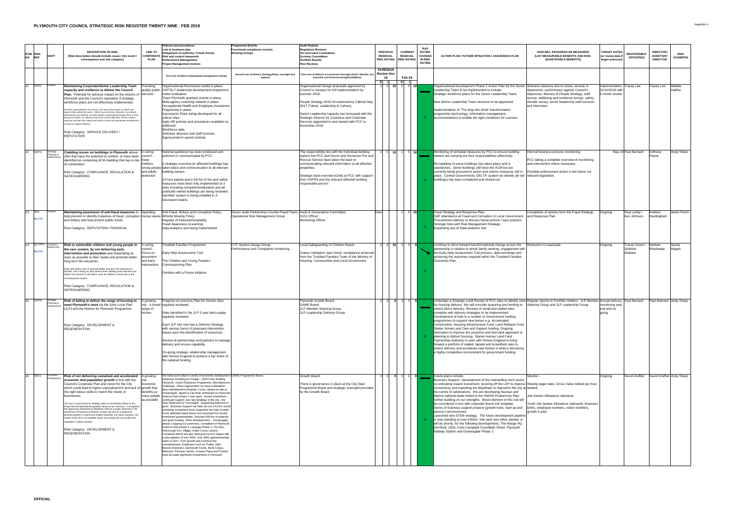# PLYMOUTH CITY COUNCIL STRATEGIC RISK REGISTER TWENTY NINE - FEB 2019

| ROW NO | RISK REF | DEPT | DESCRIPTION OF RISK (Risk description should include cause / risk event / consequence and risk category) | LINK TO CORPORATE PLAN | Policies and procedures Link to business plan Delegations of authority / Fraud checks Risk and control framework Performance Management Project Management reviews | Programme Boards Functional compliance reviews Working Groups | Audit Reports Regulatory Reviews Snr Executive Committees Scrutiny Committees Portfolio Boards Peer Reviews | PREVIOUS RESIDUAL RISK RATING | | | CURRENT RESIDUAL RISK RATING | | | RAG RATING / CHANGE IN RISK RATING | ACTION PLAN / FUTURE MITIGATION / ASSURANCE PLAN | HOW WILL PROGRESS BE MEASURED (LIST MEASURABLE BENEFITS AND NON-QUANTIFIABLE BENEFITS) | TARGET DATES (or review date if target unknown) | RESPONSIBLE OFFICER(S) | DIRECTOR / ASSISTANT DIRECTOR | RISK CHAMPION |
|---|---|---|---|---|---|---|---|---|---|---|---|---|---|---|---|---|---|---|---|---|
| | | | | | First Line of Defence (Operational management activity) | Second Line of Defence (Strategy/Policy oversight and support) | Third Line of Defence & Framework Oversight (Audit / Member, Snr Executive and External oversight/validation) | 01/08/2018 Review Nov 18 | | | Feb-19 | | | | | | | | | |
| | | | | | | | | P | I | | P | I | | | | | | | | |
| 11 | SHR1 | Finance | **Maintaining Corporate/Senior Leadership Team capacity and resilience to deliver the Council Plan.** Potential for adverse impact on the citizens of Plymouth and the Council's reputation if strategic workforce plans are not effectively implemented. We take responsibility for our actions, care about their impact on others and expect others will do the same. Critical success factors: attraction, recruitment, development and retention of senior leaders; organisational design which is fit for purpose to deliver our statutory duties and Council objectives; Senior Leaders reporting they feel safe, happy and thriving at work with appropriate arrangements in place to support resilience. Risk Category: SERVICE DELIVERY / REPUTATION | Providing quality public services | Organisational Restructure toolkit in place. CMT/SLT leadership development programme under evaluation. Team Plymouth quarterly events in place. Multi-agency coaching network in place. Occupational Health and Employee Assistance Programme in place. Succession Plans being developed for all critical roles. Agile HR policies and procedures available on staffroom. Workforce data. Sickness absence and staff turnover. Agency/interim spend controls. | | Organisational Design proposals approved by Council in January for full implementation by summer 2018. People Strategy 2016-20 endorsed by Cabinet May 2017 (Talent, Leadership & Culture). Senior Leadership capacity has increased with the Strategic Director for Customer and Corporate Services appointed to and started with PCC in November 2018. | 2 | 5 | 10 | 2 | 5 | 10 | G | Organisational Development Phase 2 Action Plan for the Senior Leadership Team to be implemented to include: Strategic workforce plans for the Senior Leadership Team. New Senior Leadership Team structure to be appointed. Implementation of 'The Way We Work' transformation programme (technology, information management, accommodation) to enable the right conditions for success. | Sickness absence due to stress, anxiety or depression; performance against Council's objectives; delivery of People Strategy; staff survey; wellbeing and resilience survey; safety climate survey; senior leadership staff turnover; exit interviews | Implementation 01/10/2018 with 6 month review | Tracey Lee | Tracey Lee | Maddie Halifax |
| 12 | SSP1 | Strategic Planning & Infrastructure | **Cladding issues on buildings in Plymouth** above 18m that have the potential to contain, or have been identified as containing ACM cladding that has a risk of combustion Risk Category: COMPLIANCE, REGULATION & SAFEGUARDING | A caring council - Keep children, young people and adults protected | National guidance has been produced and actioned or communicated by PCC. A strategic overview on affected buildings has taken place and communication to all relevant building owners. 24 hour patrols and a full list of fire and safety measures have been fully implemented at 3 sites including compartmentalisation and all publically owned buildings are being reviewed. Sprinkler system is being installed in 3 Devonport towers. | | The responsibility lies with the individual building owners but PCC and Devon and Somerset Fire and Rescue Service have taken the lead on communicating relevant information to all affected properties. Strategic lead overview (Gold) at PCC with support from DSFRS and the relevant affected building 'responsible person'. | 2 | 5 | 10 | 2 | 5 | 10 | G | Monitoring of remedial measures by PCC to ensure building owners are carrying out their responsibilities effectively. Re-cladding of some buildings has taken place and is satisfactory. Some buildings still have the ACM but are currently being procured to action and interim measures still in place. Central Governments 'DELTA' system (to identify all risk buildings) has been completed and closed out. | Internal business process monitoring. PCC taking a complete overview of monitoring and intervention where necessary. Possible enforcement action in the future via relevant legislation. | May-19 | Paul Barnard | Anthony Payne | Andy Sharp |
| 13 | SF6 On IRR | Finance | **Maintaining awareness of anti-fraud measures** to help prevent or identify instances of fraud, corruption and bribery and help protect public funds. Risk Category: REPUTATION / FINANCIAL | Spending money wisely | Anti-Fraud, Bribery and Corruption Policy; Whistle blowing Policy; Register of interests/hospitality; Fraud Awareness eLearning; Data analytics tool being implemented | Devon Audit Partnership Counter-Fraud Team; Operational Risk Management Group | Audit & Governance Committee; S151 Officer; Monitoring Officer | New | | | 2 | 5 | 10 | G | Fraud Strategy and Response Plan; DAP attendance at Fraud and Corruption in Local Government Procurement webinar to discuss future actions / best practice; Stronger links with Risk Management Strategy; Expanding use of Data analytics tool | Completion of actions from the Fraud Strategy and Response Plan | Ongoing | Paul Looby / Ken Johnson | Andrew Hardingham | Aaron Perrin |
| 14 | SCYPF1 On IRR | Children's Social Care | **Risk to vulnerable children and young people in the care system, by not delivering early intervention and prevention** and responding as soon as possible to their needs and promote better long term life outcomes. Early intervention aims to promote better long term life outcomes for families, and in doing so, also prevent them needing more intensive and higher cost services in the future, such as children's social care or the criminal justice system. Risk Category: COMPLIANCE, REGULATION & SAFEGUARDING | A caring council - Focus on prevention and early intervention | Troubled Families Programme Early Help Assessment Tool The Children and Young People's Commissioning Plan Families with a Future initiative | CYP System Design Group. Performance and Complaints monitoring. | Local Safeguarding of Children Board. Claims Validation 'spot check' compliance achieved from the Troubled Families Team of the Ministry of Housing, Communities and Local Government | 4 | 4 | 16 | 3 | 3 | 9 | G (↘) | Continue to drive forward transformational change across the partnership in relation to whole family working, engagement with the Early Help Assessment Tool process, data exchange and achieving the outcomes required within the Troubled Families Outcomes Plan. | Reduction in caseloads | Ongoing | Tracey Green / Siobhan Wallace | Neelam Bhardwaja | Sandy Magee |
| 15 | SSP2 | Strategic Planning & Infrastructure | **Risk of failing to deliver the range of housing to meet Plymouth's need** via the Joint Local Plan (JLP) and the Homes for Plymouth Programme Risk Category: DEVELOPMENT & REGENERATION | A growing city - A broad range of homes | Progress on previous Plan for Homes sites regularly reviewed. Sites identified in the JLP 5 year land supply regularly reviewed. Each JLP site now has a Delivery Strategy, with various forms of proposed intervention based upon the identification of resources. Review of partnerships and partners to manage delivery and ensure capability. On-going strategic relationship management with Homes England to achieve a fair share of the national funding. | | Plymouth Growth Board. GAME Board. JLP Member Steering Group. JLP Leadership Delivery Group. | 3 | 3 | 9 | 3 | 3 | 9 | G | Undertake a Strategic Land Review of PCC sites to identify sites for housing delivery. We will consider acquiring and lending to unlock direct delivery. Reviews of small and stalled sites complete with delivery strategies to be implemented. Development of bids to a number of Government funding programmes to support new homes e.g. Accelerated Construction, Housing Infrastructure Fund, Land Release Fund, Starter Homes and Care and Support funding. Ongoing innovation to improve the proactive and fast track approach to planning to deliver housing. Starter Homes Land Fund Partnership Authority to work with Homes England to bring forward a portfolio of stalled, lapsed and brownfield sites to unlock delivery and accelerate new homes in what is becoming a highly competitive environment for government funding. | Regular reports to Portfolio Holders. JLP Member Steering Group and JLP Leadership Group | Annual delivery monitoring year end and on going | Paul Barnard | Paul Barnard | Andy Sharp |
| 16 | SEO1 | Economic Development | **Risk of not delivering sustained and accelerated economic and population growth** in line with the Council's Corporate Plan and vision for the City which could lead to higher unemployment and lack of the right labour skills to match the needs of businesses. The city's Local Economic Strategy seeks to concentrate efforts on the things that will generate the greatest returns to our economy. It recognises the opportunity presented by Mayflower 2020 as a major milestone in the reinvention of Plymouth as Britain's Ocean City and as a catalyst for business growth in marine and related industries, the visitor economy, the culture of the city in its broadest sense, and raising the city's profile and reputation in global markets. Risk Category: DEVELOPMENT & REGENERATION | A growing city - Economic growth that benefits as many people as possible | We have put in place a series of economic development measures including for People - 1000 Club, Building Plymouth, Urban Enterprise Programme, Manufacturers Challenge. Place regeneration we have undertaken direct development (Hearder Court), started on-site at Oceansgate, signed a City Deal, embarked on Plymouth Science Park phase 5 now open. Inward investment - continued support, two new landings in the city - the Ship (Stel) and at Turnchapel. Supporting Babcock to grow. Business Support we have set out a £2.5m social enterprise investment fund, supported the Gain Growth Fund, attended trade shows and reworked the inward investment guide/website. Secured £69.8m of external and grant funding. Other developments - Oceansgate phase 1 topping out ceremony, completion of Plymouth Science Park phase 5, Langage Phase 2, The Box, Roborough Eco Village, Drake Circus Leisure. Combined efforts are also having economic impact with a jobs pipeline of over 3000, over 3500 apprenticeships starts in 2017, GVA growth and continue low unemployment. Employers such as Thales, Sitel, Becton Dickinson, Dartmouth Foods, Burts Crisps, Babcock, Princess Yachts, Crowne Plaza and Premier have all made significant investments in Plymouth. | GAME Programme Board. | Growth Board. There is governance in place at the City Deal Programme Board and strategic oversight provided by the Growth Board | 3 | 3 | 9 | 3 | 3 | 9 | G | Future plans include: Business Support - development of the marine/blue tech sector, co-ordinating inward investment, levering off the LEP to improve connectivity and exploiting the Mayflower to reposition the city at the centre of celebrations. We are developing Nuclear and Marine national deals linked to the HotSW Productivity Plan further building on our strengths. Brexit element of this risk will be considered in line with corporate Brexit risk template. Series of business support projects (growth hubs, start up and advice) commissioned. Launched new STEM strategy. The future development pipeline is now standing at over £500m. Site work has either started, or will do shortly, for the following developments; The Range HQ Derriford, 1620, Colin Campbell Court/Bath Street, Plymouth Railway Station and Oceansgate Phase 2. | Monitor:- Weekly wage rates, Gross Value Added per hour worked. Job Seeker Allowance claimants. Youth Job Seeker Allowance claimants, Business births, employee numbers, visitor numbers, growth in jobs | Ongoing | David Draffan | David Draffan | Andy Sharp |

OFFICIAL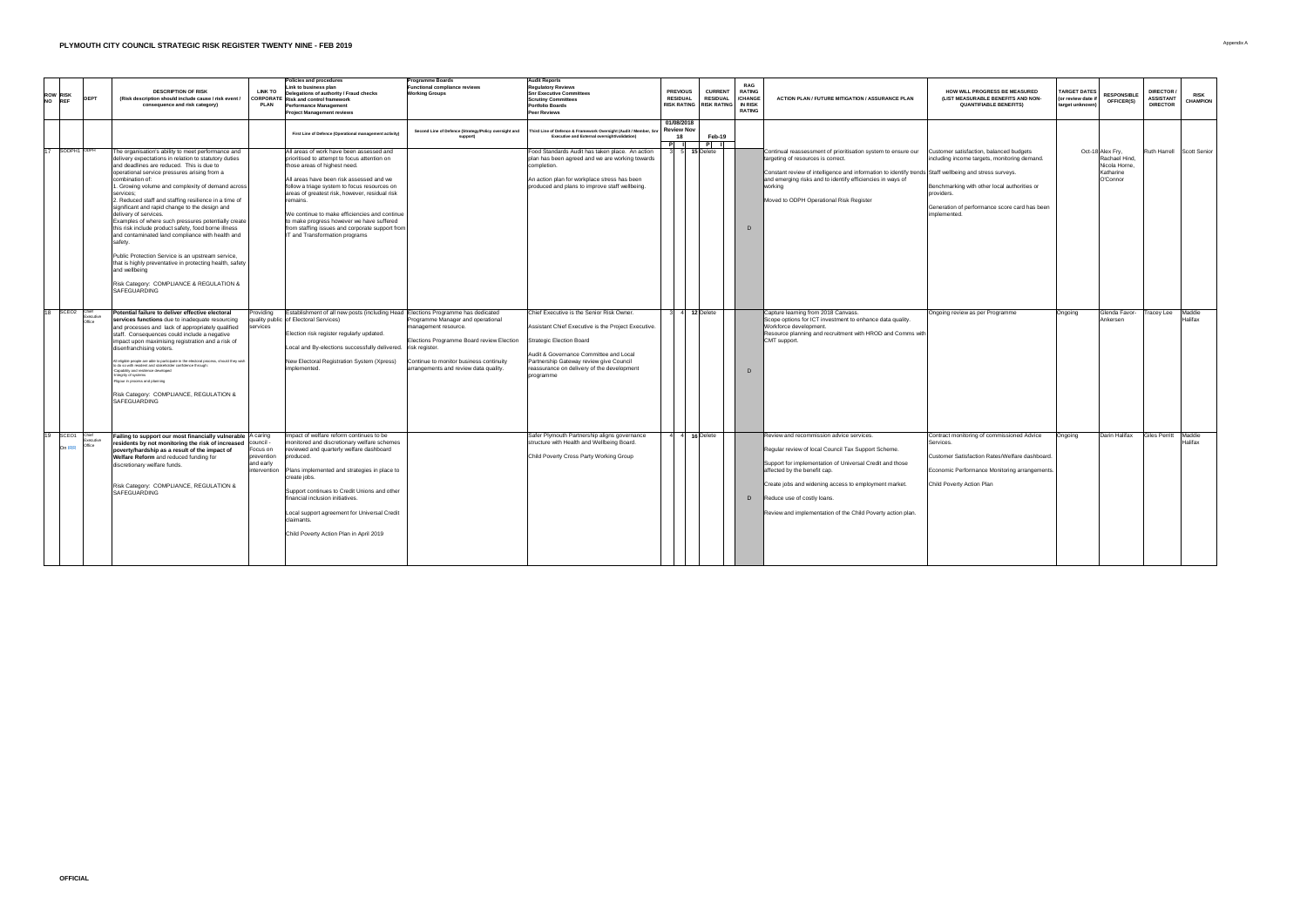# PLYMOUTH CITY COUNCIL STRATEGIC RISK REGISTER TWENTY NINE - FEB 2019

Appendix A

| ROW NO | RISK REF | DEPT | DESCRIPTION OF RISK (Risk description should include cause / risk event / consequence and risk category) | LINK TO CORPORATE PLAN | Policies and procedures Link to business plan Delegations of authority / Fraud checks Risk and control framework Performance Management Project Management reviews | Programme Boards Functional compliance reviews Working Groups | Audit Reports Regulatory Reviews Snr Executive Committees Scrutiny Committees Portfolio Boards Peer Reviews | PREVIOUS RESIDUAL RISK RATING | | | CURRENT RESIDUAL RISK RATING | | | RAG RATING /CHANGE IN RISK RATING | ACTION PLAN / FUTURE MITIGATION / ASSURANCE PLAN | HOW WILL PROGRESS BE MEASURED (LIST MEASURABLE BENEFITS AND NON-QUANTIFIABLE BENEFITS) | TARGET DATES (or review date if target unknown) | RESPONSIBLE OFFICER(S) | DIRECTOR / ASSISTANT DIRECTOR | RISK CHAMPION |
|---|---|---|---|---|---|---|---|---|---|---|---|---|---|---|---|---|---|---|---|---|
| | | | | | First Line of Defence (Operational management activity) | Second Line of Defence (Strategy/Policy oversight and support) | Third Line of Defence & Framework Oversight (Audit / Member, Snr Executive and External oversight/validation) | 01/08/2018 Review Nov 18 | | | Feb-19 | | | | | | | | | |
| | | | | | | | | P | I | | P | I | | | | | | | | |
| 17 | SODPH1 | ODPH | The organisation's ability to meet performance and delivery expectations in relation to statutory duties and deadlines are reduced. This is due to operational service pressures arising from a combination of:<br>1. Growing volume and complexity of demand across services;<br>2. Reduced staff and staffing resilience in a time of significant and rapid change to the design and delivery of services.<br>Examples of where such pressures potentially create this risk include product safety, food borne illness and contaminated land compliance with health and safety.<br><br>Public Protection Service is an upstream service, that is highly preventative in protecting health, safety and wellbeing<br><br>Risk Category: COMPLIANCE & REGULATION & SAFEGUARDING | | All areas of work have been assessed and prioritised to attempt to focus attention on those areas of highest need.<br><br>All areas have been risk assessed and we follow a triage system to focus resources on areas of greatest risk, however, residual risk remains.<br><br>We continue to make efficiencies and continue to make progress however we have suffered from staffing issues and corporate support from IT and Transformation programs | | Food Standards Audit has taken place. An action plan has been agreed and we are working towards completion.<br><br>An action plan for workplace stress has been produced and plans to improve staff wellbeing. | 3 | 5 | 15 | Delete | | | D | Continual reassessment of prioritisation system to ensure our targeting of resources is correct.<br><br>Constant review of intelligence and information to identify trends and emerging risks and to identify efficiencies in ways of working<br><br>Moved to ODPH Operational Risk Register | Customer satisfaction, balanced budgets including income targets, monitoring demand.<br><br>Staff wellbeing and stress surveys.<br><br>Benchmarking with other local authorities or providers.<br><br>Generation of performance score card has been implemented. | Oct-18 | Alex Fry, Rachael Hind, Nicola Horne, Katharine O'Connor | Ruth Harrell | Scott Senior |
| 18 | SCEO2 | Chief Executive Office | **Potential failure to deliver effective electoral services functions** due to inadequate resourcing and processes and lack of appropriately qualified staff. Consequences could include a negative impact upon maximising registration and a risk of disenfranchising voters.<br><br>All eligible people are able to participate in the electoral process, should they wish to do so with resident and stakeholder confidence through:<br>-Capability and resilience developed<br>-Integrity of systems<br>-Rigour in process and planning<br><br>Risk Category: COMPLIANCE, REGULATION & SAFEGUARDING | Providing quality public services | Establishment of all new posts (including Head of Electoral Services)<br><br>Election risk register regularly updated.<br><br>Local and By-elections successfully delivered.<br><br>New Electoral Registration System (Xpress) implemented. | Elections Programme has dedicated Programme Manager and operational management resource.<br><br>Elections Programme Board review Election risk register.<br><br>Continue to monitor business continuity arrangements and review data quality. | Chief Executive is the Senior Risk Owner.<br><br>Assistant Chief Executive is the Project Executive.<br><br>Strategic Election Board<br><br>Audit & Governance Committee and Local Partnership Gateway review give Council reassurance on delivery of the development programme | 3 | 4 | 12 | Delete | | | D | Capture learning from 2018 Canvass.<br>Scope options for ICT investment to enhance data quality.<br>Workforce development.<br>Resource planning and recruitment with HROD and Comms with CMT support. | Ongoing review as per Programme | Ongoing | Glenda Favor-Ankersen | Tracey Lee | Maddie Halifax |
| 19 | SCEO1 On IRR | Chief Executive Office | **Failing to support our most financially vulnerable residents by not monitoring the risk of increased poverty/hardship as a result of the impact of Welfare Reform** and reduced funding for discretionary welfare funds.<br><br>Risk Category: COMPLIANCE, REGULATION & SAFEGUARDING | A caring council - Focus on prevention and early intervention | Impact of welfare reform continues to be monitored and discretionary welfare schemes reviewed and quarterly welfare dashboard produced.<br><br>Plans implemented and strategies in place to create jobs.<br><br>Support continues to Credit Unions and other financial inclusion initiatives.<br><br>Local support agreement for Universal Credit claimants.<br><br>Child Poverty Action Plan in April 2019 | | Safer Plymouth Partnership aligns governance structure with Health and Wellbeing Board.<br><br>Child Poverty Cross Party Working Group | 4 | 4 | 16 | Delete | | | D | Review and recommission advice services.<br><br>Regular review of local Council Tax Support Scheme.<br><br>Support for implementation of Universal Credit and those affected by the benefit cap.<br><br>Create jobs and widening access to employment market.<br><br>Reduce use of costly loans.<br><br>Review and implementation of the Child Poverty action plan. | Contract monitoring of commissioned Advice Services.<br><br>Customer Satisfaction Rates/Welfare dashboard.<br><br>Economic Performance Monitoring arrangements.<br><br>Child Poverty Action Plan | Ongoing | Darin Halifax | Giles Perritt | Maddie Halifax |

OFFICIAL